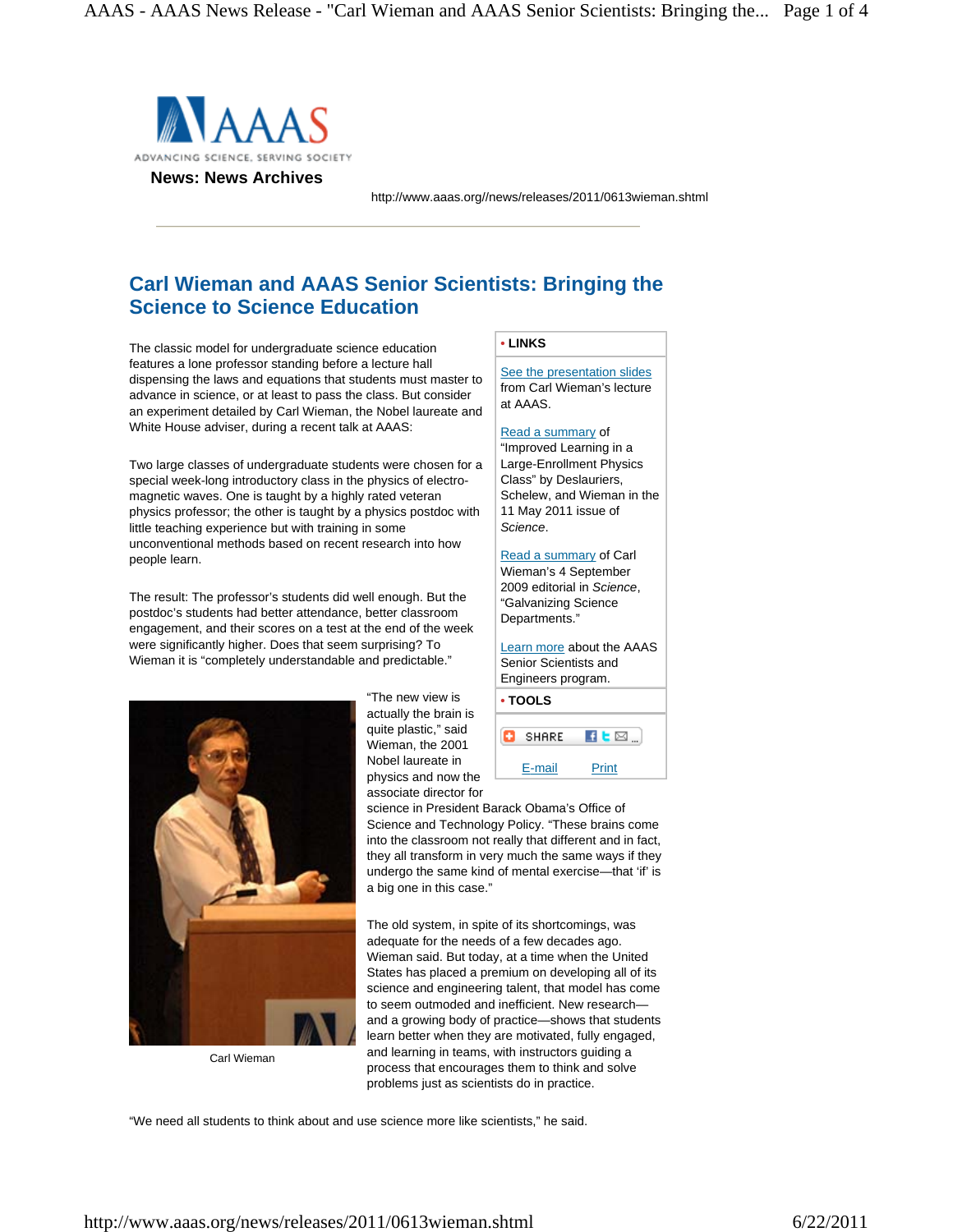**News: News Archives**

http://www.aaas.org//news/releases/2011/0613wieman.shtml

# Carl Wieman and AAAS Senior Scientists: Bringing the Science to Science Education

The classic model for undergraduate science education features a lone professor standing before a lecture hall dispensing the laws and equations that students must master to advance in science, or at least to pass the class. But consider an experiment detailed by Carl Wieman, the Nobel laureate and White House adviser, during a recent talk at AAAS:

Two large classes of undergraduate students were chosen for a special week-long introductory class in the physics of electro-magnetic waves. One is taught by a highly rated veteran physics professor; the other is taught by a physics postdoc with little teaching experience but with training in some unconventional methods based on recent research into how people learn.

The result: The professor's students did well enough. But the postdoc's students had better attendance, better classroom engagement, and their scores on a test at the end of the week were significantly higher. Does that seem surprising? To Wieman it is "completely understandable and predictable."

Carl Wieman

"The new view is actually the brain is quite plastic," said Wieman, the 2001 Nobel laureate in physics and now the associate director for science in President Barack Obama's Office of Science and Technology Policy. "These brains come into the classroom not really that different and in fact, they all transform in very much the same ways if they undergo the same kind of mental exercise—that 'if' is a big one in this case."

The old system, in spite of its shortcomings, was adequate for the needs of a few decades ago. Wieman said. But today, at a time when the United States has placed a premium on developing all of its science and engineering talent, that model has come to seem outmoded and inefficient. New research—and a growing body of practice—shows that students learn better when they are motivated, fully engaged, and learning in teams, with instructors guiding a process that encourages them to think and solve problems just as scientists do in practice.

"We need all students to think about and use science more like scientists," he said.

**• LINKS**

See the presentation slides from Carl Wieman's lecture at AAAS.

Read a summary of "Improved Learning in a Large-Enrollment Physics Class" by Deslauriers, Schelew, and Wieman in the 11 May 2011 issue of *Science*.

Read a summary of Carl Wieman's 4 September 2009 editorial in *Science*, "Galvanizing Science Departments."

Learn more about the AAAS Senior Scientists and Engineers program.

**• TOOLS**

SHARE

E-mail Print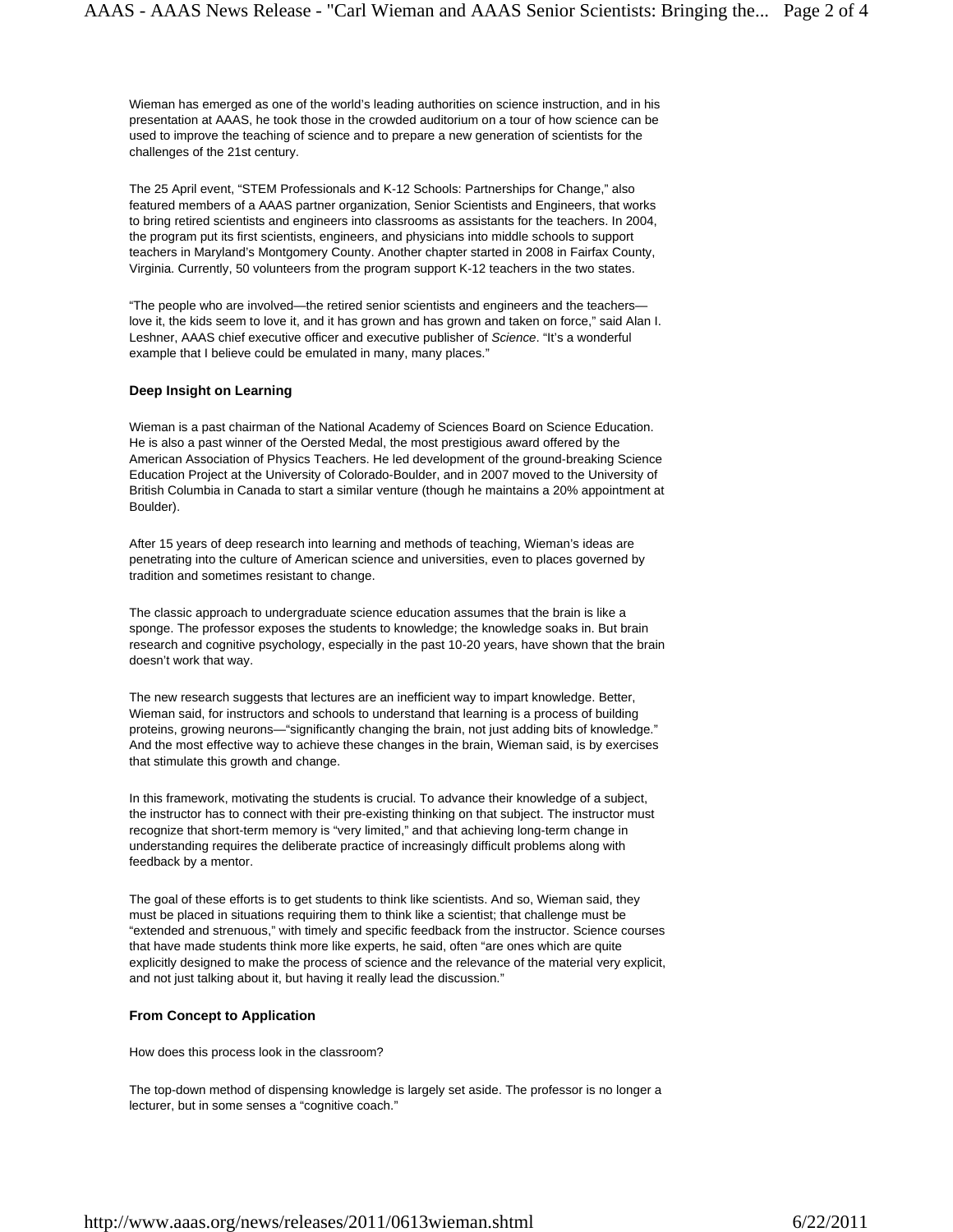Wieman has emerged as one of the world's leading authorities on science instruction, and in his presentation at AAAS, he took those in the crowded auditorium on a tour of how science can be used to improve the teaching of science and to prepare a new generation of scientists for the challenges of the 21st century.

The 25 April event, "STEM Professionals and K-12 Schools: Partnerships for Change," also featured members of a AAAS partner organization, Senior Scientists and Engineers, that works to bring retired scientists and engineers into classrooms as assistants for the teachers. In 2004, the program put its first scientists, engineers, and physicians into middle schools to support teachers in Maryland's Montgomery County. Another chapter started in 2008 in Fairfax County, Virginia. Currently, 50 volunteers from the program support K-12 teachers in the two states.

"The people who are involved—the retired senior scientists and engineers and the teachers—love it, the kids seem to love it, and it has grown and has grown and taken on force," said Alan I. Leshner, AAAS chief executive officer and executive publisher of *Science*. "It's a wonderful example that I believe could be emulated in many, many places."

**Deep Insight on Learning**

Wieman is a past chairman of the National Academy of Sciences Board on Science Education. He is also a past winner of the Oersted Medal, the most prestigious award offered by the American Association of Physics Teachers. He led development of the ground-breaking Science Education Project at the University of Colorado-Boulder, and in 2007 moved to the University of British Columbia in Canada to start a similar venture (though he maintains a 20% appointment at Boulder).

After 15 years of deep research into learning and methods of teaching, Wieman's ideas are penetrating into the culture of American science and universities, even to places governed by tradition and sometimes resistant to change.

The classic approach to undergraduate science education assumes that the brain is like a sponge. The professor exposes the students to knowledge; the knowledge soaks in. But brain research and cognitive psychology, especially in the past 10-20 years, have shown that the brain doesn't work that way.

The new research suggests that lectures are an inefficient way to impart knowledge. Better, Wieman said, for instructors and schools to understand that learning is a process of building proteins, growing neurons—"significantly changing the brain, not just adding bits of knowledge." And the most effective way to achieve these changes in the brain, Wieman said, is by exercises that stimulate this growth and change.

In this framework, motivating the students is crucial. To advance their knowledge of a subject, the instructor has to connect with their pre-existing thinking on that subject. The instructor must recognize that short-term memory is "very limited," and that achieving long-term change in understanding requires the deliberate practice of increasingly difficult problems along with feedback by a mentor.

The goal of these efforts is to get students to think like scientists. And so, Wieman said, they must be placed in situations requiring them to think like a scientist; that challenge must be "extended and strenuous," with timely and specific feedback from the instructor. Science courses that have made students think more like experts, he said, often "are ones which are quite explicitly designed to make the process of science and the relevance of the material very explicit, and not just talking about it, but having it really lead the discussion."

**From Concept to Application**

How does this process look in the classroom?

The top-down method of dispensing knowledge is largely set aside. The professor is no longer a lecturer, but in some senses a "cognitive coach."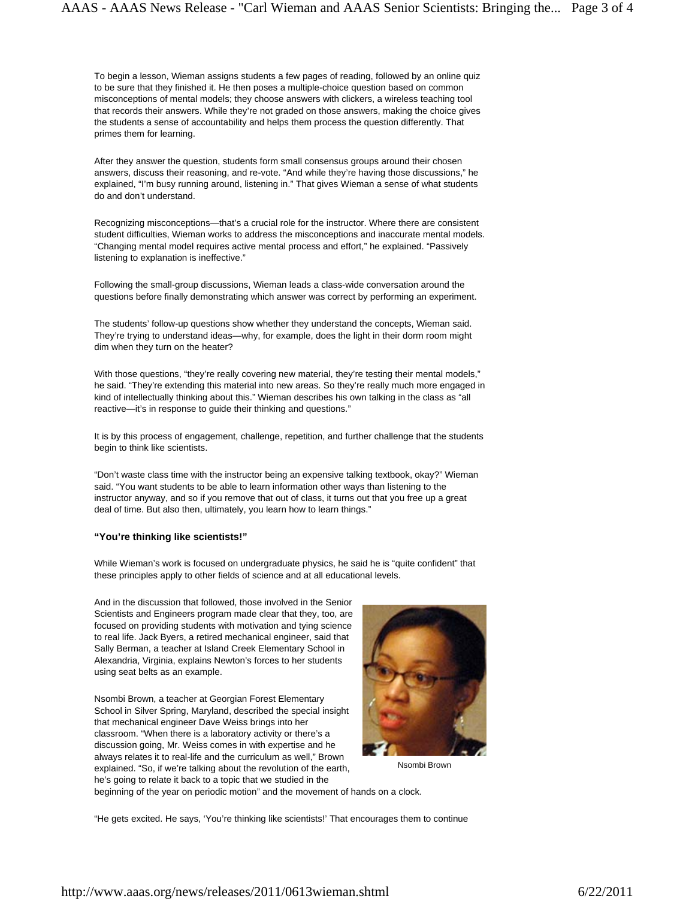To begin a lesson, Wieman assigns students a few pages of reading, followed by an online quiz to be sure that they finished it. He then poses a multiple-choice question based on common misconceptions of mental models; they choose answers with clickers, a wireless teaching tool that records their answers. While they're not graded on those answers, making the choice gives the students a sense of accountability and helps them process the question differently. That primes them for learning.

After they answer the question, students form small consensus groups around their chosen answers, discuss their reasoning, and re-vote. "And while they're having those discussions," he explained, "I'm busy running around, listening in." That gives Wieman a sense of what students do and don't understand.

Recognizing misconceptions—that's a crucial role for the instructor. Where there are consistent student difficulties, Wieman works to address the misconceptions and inaccurate mental models. "Changing mental model requires active mental process and effort," he explained. "Passively listening to explanation is ineffective."

Following the small-group discussions, Wieman leads a class-wide conversation around the questions before finally demonstrating which answer was correct by performing an experiment.

The students' follow-up questions show whether they understand the concepts, Wieman said. They're trying to understand ideas—why, for example, does the light in their dorm room might dim when they turn on the heater?

With those questions, "they're really covering new material, they're testing their mental models," he said. "They're extending this material into new areas. So they're really much more engaged in kind of intellectually thinking about this." Wieman describes his own talking in the class as "all reactive—it's in response to guide their thinking and questions."

It is by this process of engagement, challenge, repetition, and further challenge that the students begin to think like scientists.

"Don't waste class time with the instructor being an expensive talking textbook, okay?" Wieman said. "You want students to be able to learn information other ways than listening to the instructor anyway, and so if you remove that out of class, it turns out that you free up a great deal of time. But also then, ultimately, you learn how to learn things."

### "You're thinking like scientists!"

While Wieman's work is focused on undergraduate physics, he said he is "quite confident" that these principles apply to other fields of science and at all educational levels.

And in the discussion that followed, those involved in the Senior Scientists and Engineers program made clear that they, too, are focused on providing students with motivation and tying science to real life. Jack Byers, a retired mechanical engineer, said that Sally Berman, a teacher at Island Creek Elementary School in Alexandria, Virginia, explains Newton's forces to her students using seat belts as an example.

Nsombi Brown

Nsombi Brown, a teacher at Georgian Forest Elementary School in Silver Spring, Maryland, described the special insight that mechanical engineer Dave Weiss brings into her classroom. "When there is a laboratory activity or there's a discussion going, Mr. Weiss comes in with expertise and he always relates it to real-life and the curriculum as well," Brown explained. "So, if we're talking about the revolution of the earth, he's going to relate it back to a topic that we studied in the beginning of the year on periodic motion" and the movement of hands on a clock.

"He gets excited. He says, 'You're thinking like scientists!' That encourages them to continue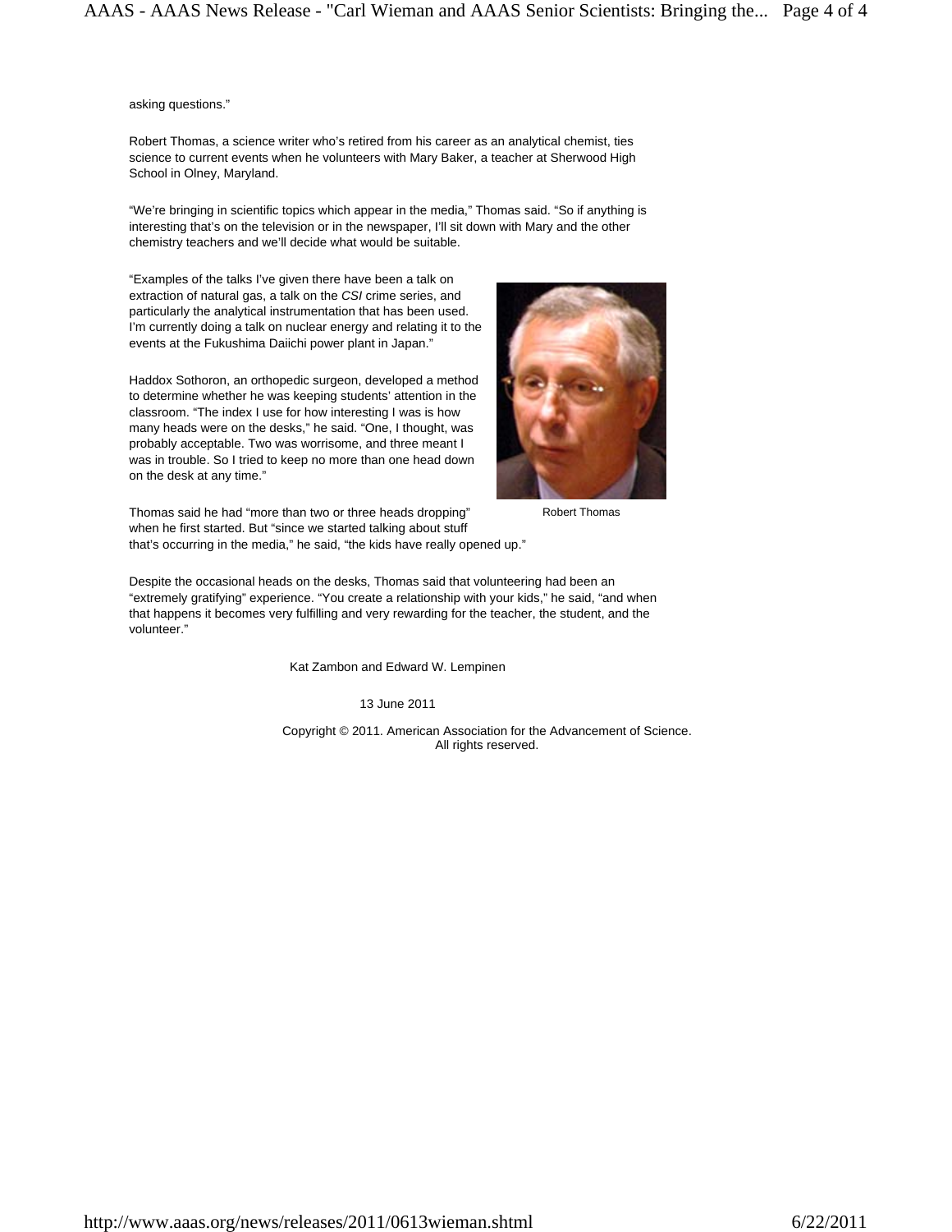asking questions."

Robert Thomas, a science writer who's retired from his career as an analytical chemist, ties science to current events when he volunteers with Mary Baker, a teacher at Sherwood High School in Olney, Maryland.

"We're bringing in scientific topics which appear in the media," Thomas said. "So if anything is interesting that's on the television or in the newspaper, I'll sit down with Mary and the other chemistry teachers and we'll decide what would be suitable.

"Examples of the talks I've given there have been a talk on extraction of natural gas, a talk on the *CSI* crime series, and particularly the analytical instrumentation that has been used. I'm currently doing a talk on nuclear energy and relating it to the events at the Fukushima Daiichi power plant in Japan."

Robert Thomas

Haddox Sothoron, an orthopedic surgeon, developed a method to determine whether he was keeping students' attention in the classroom. "The index I use for how interesting I was is how many heads were on the desks," he said. "One, I thought, was probably acceptable. Two was worrisome, and three meant I was in trouble. So I tried to keep no more than one head down on the desk at any time."

Thomas said he had "more than two or three heads dropping" when he first started. But "since we started talking about stuff that's occurring in the media," he said, "the kids have really opened up."

Despite the occasional heads on the desks, Thomas said that volunteering had been an "extremely gratifying" experience. "You create a relationship with your kids," he said, "and when that happens it becomes very fulfilling and very rewarding for the teacher, the student, and the volunteer."

Kat Zambon and Edward W. Lempinen

13 June 2011

Copyright © 2011. American Association for the Advancement of Science. All rights reserved.